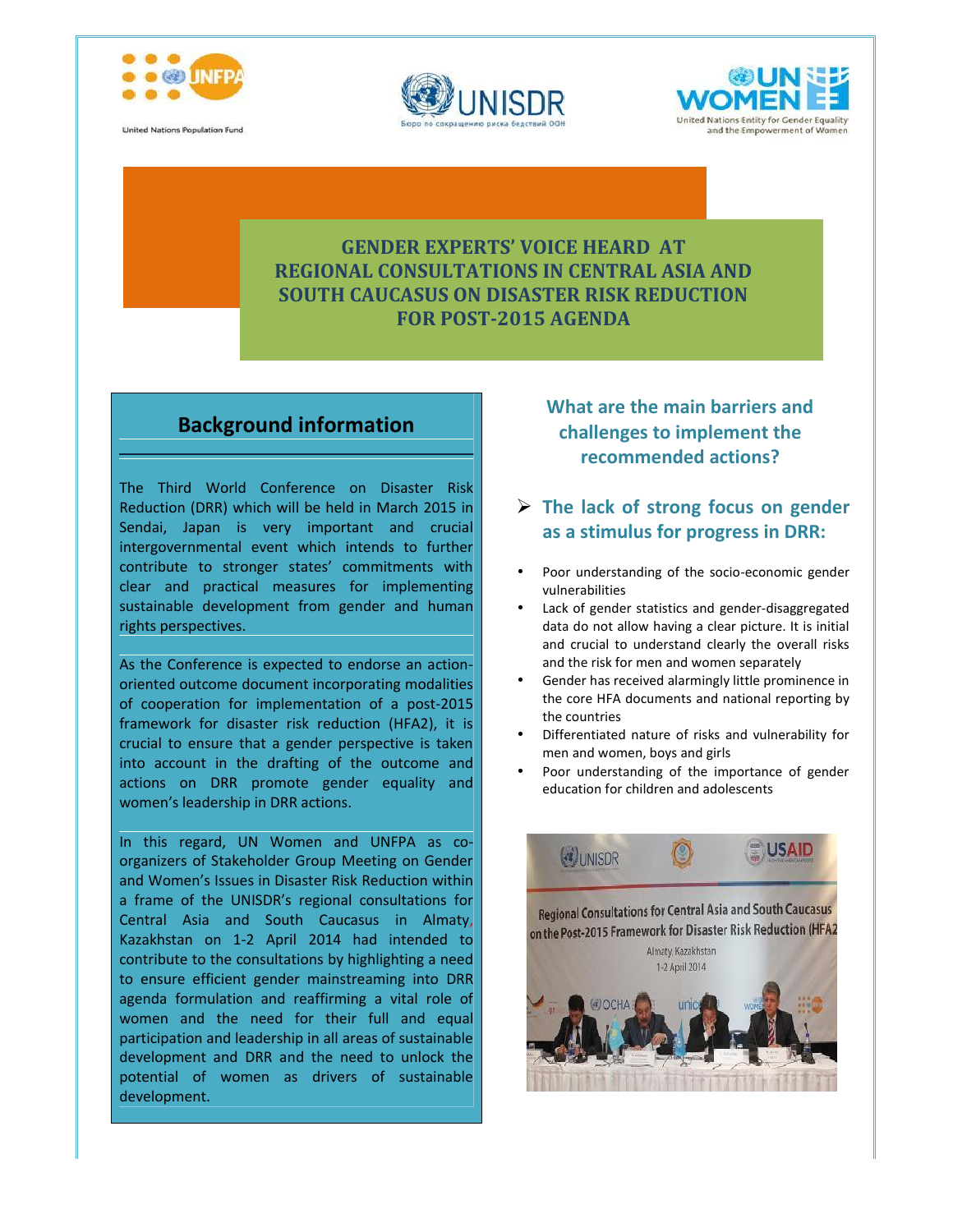United Nations Population Fund

Бюро по сокращению риска бедствий ООН

United Nations Entity for Gender Equality and the Empowerment of Women

# GENDER EXPERTS' VOICE HEARD AT REGIONAL CONSULTATIONS IN CENTRAL ASIA AND SOUTH CAUCASUS ON DISASTER RISK REDUCTION FOR POST-2015 AGENDA

## Background information

The Third World Conference on Disaster Risk Reduction (DRR) which will be held in March 2015 in Sendai, Japan is very important and crucial intergovernmental event which intends to further contribute to stronger states' commitments with clear and practical measures for implementing sustainable development from gender and human rights perspectives.

As the Conference is expected to endorse an action-oriented outcome document incorporating modalities of cooperation for implementation of a post-2015 framework for disaster risk reduction (HFA2), it is crucial to ensure that a gender perspective is taken into account in the drafting of the outcome and actions on DRR promote gender equality and women's leadership in DRR actions.

In this regard, UN Women and UNFPA as co-organizers of Stakeholder Group Meeting on Gender and Women's Issues in Disaster Risk Reduction within a frame of the UNISDR's regional consultations for Central Asia and South Caucasus in Almaty, Kazakhstan on 1-2 April 2014 had intended to contribute to the consultations by highlighting a need to ensure efficient gender mainstreaming into DRR agenda formulation and reaffirming a vital role of women and the need for their full and equal participation and leadership in all areas of sustainable development and DRR and the need to unlock the potential of women as drivers of sustainable development.

## What are the main barriers and challenges to implement the recommended actions?

### The lack of strong focus on gender as a stimulus for progress in DRR:

- Poor understanding of the socio-economic gender vulnerabilities
- Lack of gender statistics and gender-disaggregated data do not allow having a clear picture. It is initial and crucial to understand clearly the overall risks and the risk for men and women separately
- Gender has received alarmingly little prominence in the core HFA documents and national reporting by the countries
- Differentiated nature of risks and vulnerability for men and women, boys and girls
- Poor understanding of the importance of gender education for children and adolescents

Regional Consultations for Central Asia and South Caucasus on the Post-2015 Framework for Disaster Risk Reduction (HFA2

Almaty Kazakhstan

1-2 April 2014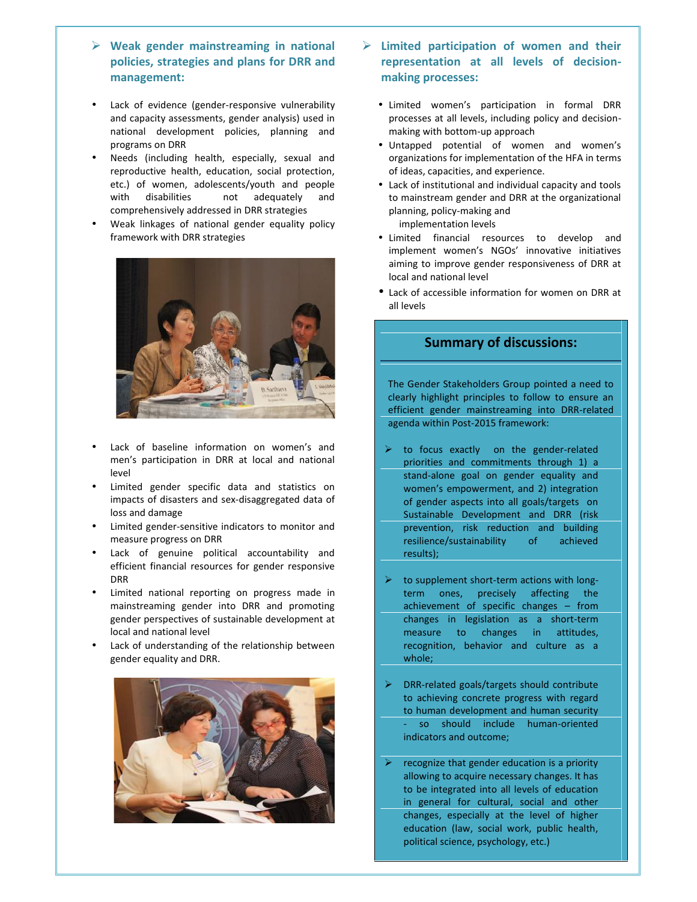## Weak gender mainstreaming in national policies, strategies and plans for DRR and management:

- Lack of evidence (gender-responsive vulnerability and capacity assessments, gender analysis) used in national development policies, planning and programs on DRR
- Needs (including health, especially, sexual and reproductive health, education, social protection, etc.) of women, adolescents/youth and people with disabilities not adequately and comprehensively addressed in DRR strategies
- Weak linkages of national gender equality policy framework with DRR strategies
- Lack of baseline information on women's and men's participation in DRR at local and national level
- Limited gender specific data and statistics on impacts of disasters and sex-disaggregated data of loss and damage
- Limited gender-sensitive indicators to monitor and measure progress on DRR
- Lack of genuine political accountability and efficient financial resources for gender responsive DRR
- Limited national reporting on progress made in mainstreaming gender into DRR and promoting gender perspectives of sustainable development at local and national level
- Lack of understanding of the relationship between gender equality and DRR.

## Limited participation of women and their representation at all levels of decision-making processes:

- Limited women's participation in formal DRR processes at all levels, including policy and decision-making with bottom-up approach
- Untapped potential of women and women's organizations for implementation of the HFA in terms of ideas, capacities, and experience.
- Lack of institutional and individual capacity and tools to mainstream gender and DRR at the organizational planning, policy-making and implementation levels
- Limited financial resources to develop and implement women's NGOs' innovative initiatives aiming to improve gender responsiveness of DRR at local and national level
- Lack of accessible information for women on DRR at all levels

### Summary of discussions:

The Gender Stakeholders Group pointed a need to clearly highlight principles to follow to ensure an efficient gender mainstreaming into DRR-related agenda within Post-2015 framework:

- to focus exactly on the gender-related priorities and commitments through 1) a stand-alone goal on gender equality and women's empowerment, and 2) integration of gender aspects into all goals/targets on Sustainable Development and DRR (risk prevention, risk reduction and building resilience/sustainability of achieved results);
- to supplement short-term actions with long-term ones, precisely affecting the achievement of specific changes – from changes in legislation as a short-term measure to changes in attitudes, recognition, behavior and culture as a whole;
- DRR-related goals/targets should contribute to achieving concrete progress with regard to human development and human security - so should include human-oriented indicators and outcome;
- recognize that gender education is a priority allowing to acquire necessary changes. It has to be integrated into all levels of education in general for cultural, social and other changes, especially at the level of higher education (law, social work, public health, political science, psychology, etc.)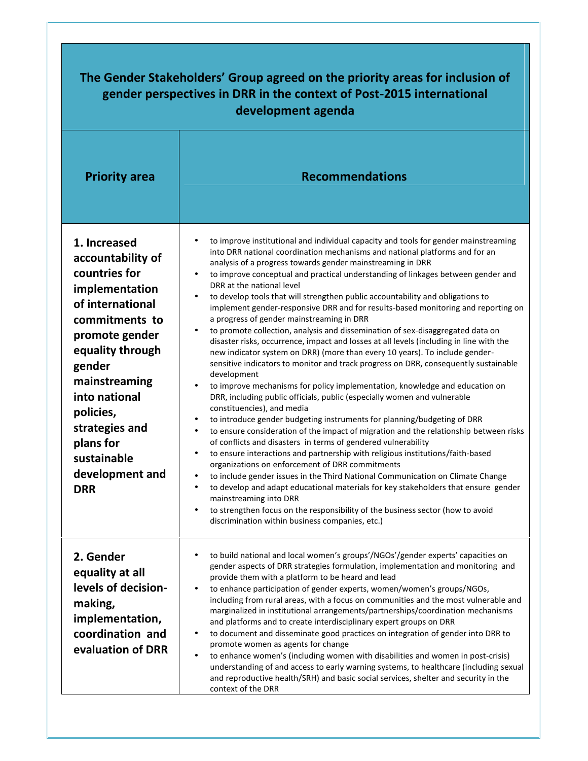| **The Gender Stakeholders' Group agreed on the priority areas for inclusion of gender perspectives in DRR in the context of Post-2015 international development agenda** | |
|---|---|
| **Priority area** | **Recommendations** |
| **1. Increased accountability of countries for implementation of international commitments to promote gender equality through gender mainstreaming into national policies, strategies and plans for sustainable development and DRR** | • to improve institutional and individual capacity and tools for gender mainstreaming into DRR national coordination mechanisms and national platforms and for an analysis of a progress towards gender mainstreaming in DRR<br>• to improve conceptual and practical understanding of linkages between gender and DRR at the national level<br>• to develop tools that will strengthen public accountability and obligations to implement gender-responsive DRR and for results-based monitoring and reporting on a progress of gender mainstreaming in DRR<br>• to promote collection, analysis and dissemination of sex-disaggregated data on disaster risks, occurrence, impact and losses at all levels (including in line with the new indicator system on DRR) (more than every 10 years). To include gender-sensitive indicators to monitor and track progress on DRR, consequently sustainable development<br>• to improve mechanisms for policy implementation, knowledge and education on DRR, including public officials, public (especially women and vulnerable constituencies), and media<br>• to introduce gender budgeting instruments for planning/budgeting of DRR<br>• to ensure consideration of the impact of migration and the relationship between risks of conflicts and disasters in terms of gendered vulnerability<br>• to ensure interactions and partnership with religious institutions/faith-based organizations on enforcement of DRR commitments<br>• to include gender issues in the Third National Communication on Climate Change<br>• to develop and adapt educational materials for key stakeholders that ensure gender mainstreaming into DRR<br>• to strengthen focus on the responsibility of the business sector (how to avoid discrimination within business companies, etc.) |
| **2. Gender equality at all levels of decision-making, implementation, coordination and evaluation of DRR** | • to build national and local women's groups'/NGOs'/gender experts' capacities on gender aspects of DRR strategies formulation, implementation and monitoring and provide them with a platform to be heard and lead<br>• to enhance participation of gender experts, women/women's groups/NGOs, including from rural areas, with a focus on communities and the most vulnerable and marginalized in institutional arrangements/partnerships/coordination mechanisms and platforms and to create interdisciplinary expert groups on DRR<br>• to document and disseminate good practices on integration of gender into DRR to promote women as agents for change<br>• to enhance women's (including women with disabilities and women in post-crisis) understanding of and access to early warning systems, to healthcare (including sexual and reproductive health/SRH) and basic social services, shelter and security in the context of the DRR |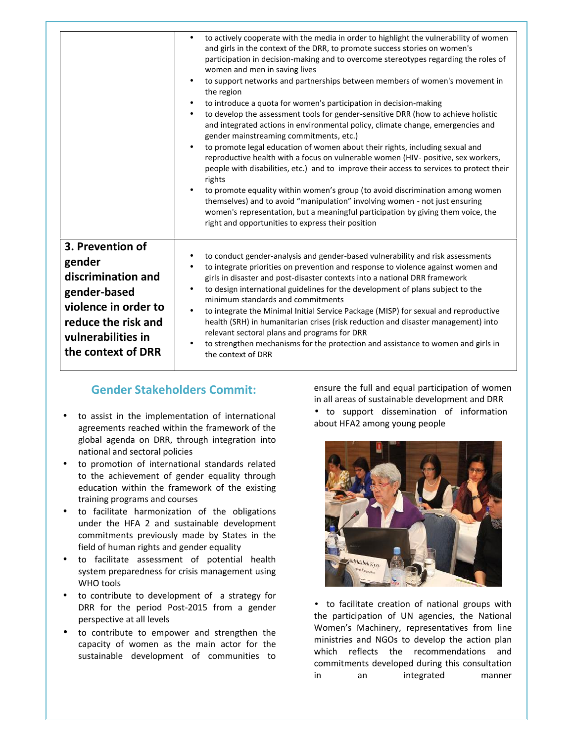| | |
|---|---|
| | • to actively cooperate with the media in order to highlight the vulnerability of women and girls in the context of the DRR, to promote success stories on women's participation in decision-making and to overcome stereotypes regarding the roles of women and men in saving lives<br>• to support networks and partnerships between members of women's movement in the region<br>• to introduce a quota for women's participation in decision-making<br>• to develop the assessment tools for gender-sensitive DRR (how to achieve holistic and integrated actions in environmental policy, climate change, emergencies and gender mainstreaming commitments, etc.)<br>• to promote legal education of women about their rights, including sexual and reproductive health with a focus on vulnerable women (HIV- positive, sex workers, people with disabilities, etc.) and to improve their access to services to protect their rights<br>• to promote equality within women's group (to avoid discrimination among women themselves) and to avoid "manipulation" involving women - not just ensuring women's representation, but a meaningful participation by giving them voice, the right and opportunities to express their position |
| **3. Prevention of gender discrimination and gender-based violence in order to reduce the risk and vulnerabilities in the context of DRR** | • to conduct gender-analysis and gender-based vulnerability and risk assessments<br>• to integrate priorities on prevention and response to violence against women and girls in disaster and post-disaster contexts into a national DRR framework<br>• to design international guidelines for the development of plans subject to the minimum standards and commitments<br>• to integrate the Minimal Initial Service Package (MISP) for sexual and reproductive health (SRH) in humanitarian crises (risk reduction and disaster management) into relevant sectoral plans and programs for DRR<br>• to strengthen mechanisms for the protection and assistance to women and girls in the context of DRR |

## Gender Stakeholders Commit:

- to assist in the implementation of international agreements reached within the framework of the global agenda on DRR, through integration into national and sectoral policies
- to promotion of international standards related to the achievement of gender equality through education within the framework of the existing training programs and courses
- to facilitate harmonization of the obligations under the HFA 2 and sustainable development commitments previously made by States in the field of human rights and gender equality
- to facilitate assessment of potential health system preparedness for crisis management using WHO tools
- to contribute to development of a strategy for DRR for the period Post-2015 from a gender perspective at all levels
- to contribute to empower and strengthen the capacity of women as the main actor for the sustainable development of communities to ensure the full and equal participation of women in all areas of sustainable development and DRR
- to support dissemination of information about HFA2 among young people
- to facilitate creation of national groups with the participation of UN agencies, the National Women's Machinery, representatives from line ministries and NGOs to develop the action plan which reflects the recommendations and commitments developed during this consultation in an integrated manner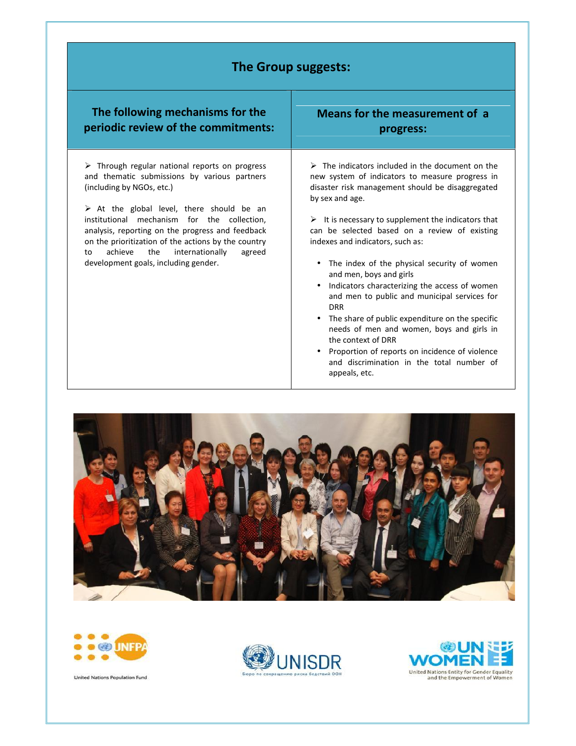## The Group suggests:

| The following mechanisms for the periodic review of the commitments: | Means for the measurement of a progress: |
|---|---|
| ➢ Through regular national reports on progress and thematic submissions by various partners (including by NGOs, etc.)<br><br>➢ At the global level, there should be an institutional mechanism for the collection, analysis, reporting on the progress and feedback on the prioritization of the actions by the country to achieve the internationally agreed development goals, including gender. | ➢ The indicators included in the document on the new system of indicators to measure progress in disaster risk management should be disaggregated by sex and age.<br><br>➢ It is necessary to supplement the indicators that can be selected based on a review of existing indexes and indicators, such as:<br><br>• The index of the physical security of women and men, boys and girls<br>• Indicators characterizing the access of women and men to public and municipal services for DRR<br>• The share of public expenditure on the specific needs of men and women, boys and girls in the context of DRR<br>• Proportion of reports on incidence of violence and discrimination in the total number of appeals, etc. |

UNFPA
United Nations Population Fund

UNISDR
Бюро по сокращению риска бедствий ООН

UN WOMEN
United Nations Entity for Gender Equality and the Empowerment of Women